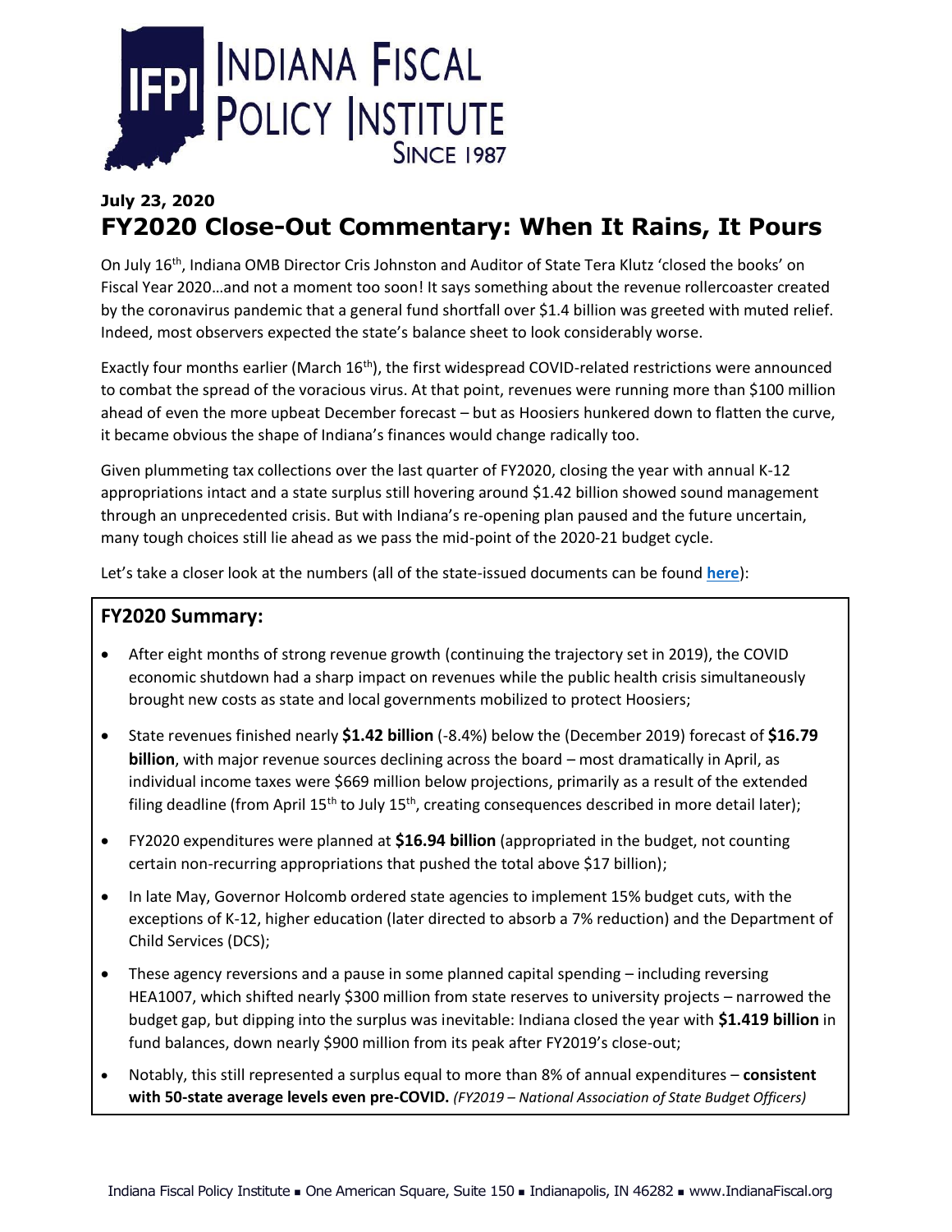# INDIANA FISCAL POLICY INSTITUTE

IFPI

SINCE 1987

**July 23, 2020**

## FY2020 Close-Out Commentary: When It Rains, It Pours

On July 16th, Indiana OMB Director Cris Johnston and Auditor of State Tera Klutz 'closed the books' on Fiscal Year 2020…and not a moment too soon! It says something about the revenue rollercoaster created by the coronavirus pandemic that a general fund shortfall over $1.4 billion was greeted with muted relief. Indeed, most observers expected the state's balance sheet to look considerably worse.

Exactly four months earlier (March 16th), the first widespread COVID-related restrictions were announced to combat the spread of the voracious virus. At that point, revenues were running more than $100 million ahead of even the more upbeat December forecast – but as Hoosiers hunkered down to flatten the curve, it became obvious the shape of Indiana's finances would change radically too.

Given plummeting tax collections over the last quarter of FY2020, closing the year with annual K-12 appropriations intact and a state surplus still hovering around $1.42 billion showed sound management through an unprecedented crisis. But with Indiana's re-opening plan paused and the future uncertain, many tough choices still lie ahead as we pass the mid-point of the 2020-21 budget cycle.

Let's take a closer look at the numbers (all of the state-issued documents can be found **here**):

### FY2020 Summary:

- After eight months of strong revenue growth (continuing the trajectory set in 2019), the COVID economic shutdown had a sharp impact on revenues while the public health crisis simultaneously brought new costs as state and local governments mobilized to protect Hoosiers;
- State revenues finished nearly **$1.42 billion** (-8.4%) below the (December 2019) forecast of **$16.79 billion**, with major revenue sources declining across the board – most dramatically in April, as individual income taxes were $669 million below projections, primarily as a result of the extended filing deadline (from April 15th to July 15th, creating consequences described in more detail later);
- FY2020 expenditures were planned at **$16.94 billion** (appropriated in the budget, not counting certain non-recurring appropriations that pushed the total above $17 billion);
- In late May, Governor Holcomb ordered state agencies to implement 15% budget cuts, with the exceptions of K-12, higher education (later directed to absorb a 7% reduction) and the Department of Child Services (DCS);
- These agency reversions and a pause in some planned capital spending – including reversing HEA1007, which shifted nearly $300 million from state reserves to university projects – narrowed the budget gap, but dipping into the surplus was inevitable: Indiana closed the year with **$1.419 billion** in fund balances, down nearly $900 million from its peak after FY2019's close-out;
- Notably, this still represented a surplus equal to more than 8% of annual expenditures – **consistent with 50-state average levels even pre-COVID.** *(FY2019 – National Association of State Budget Officers)*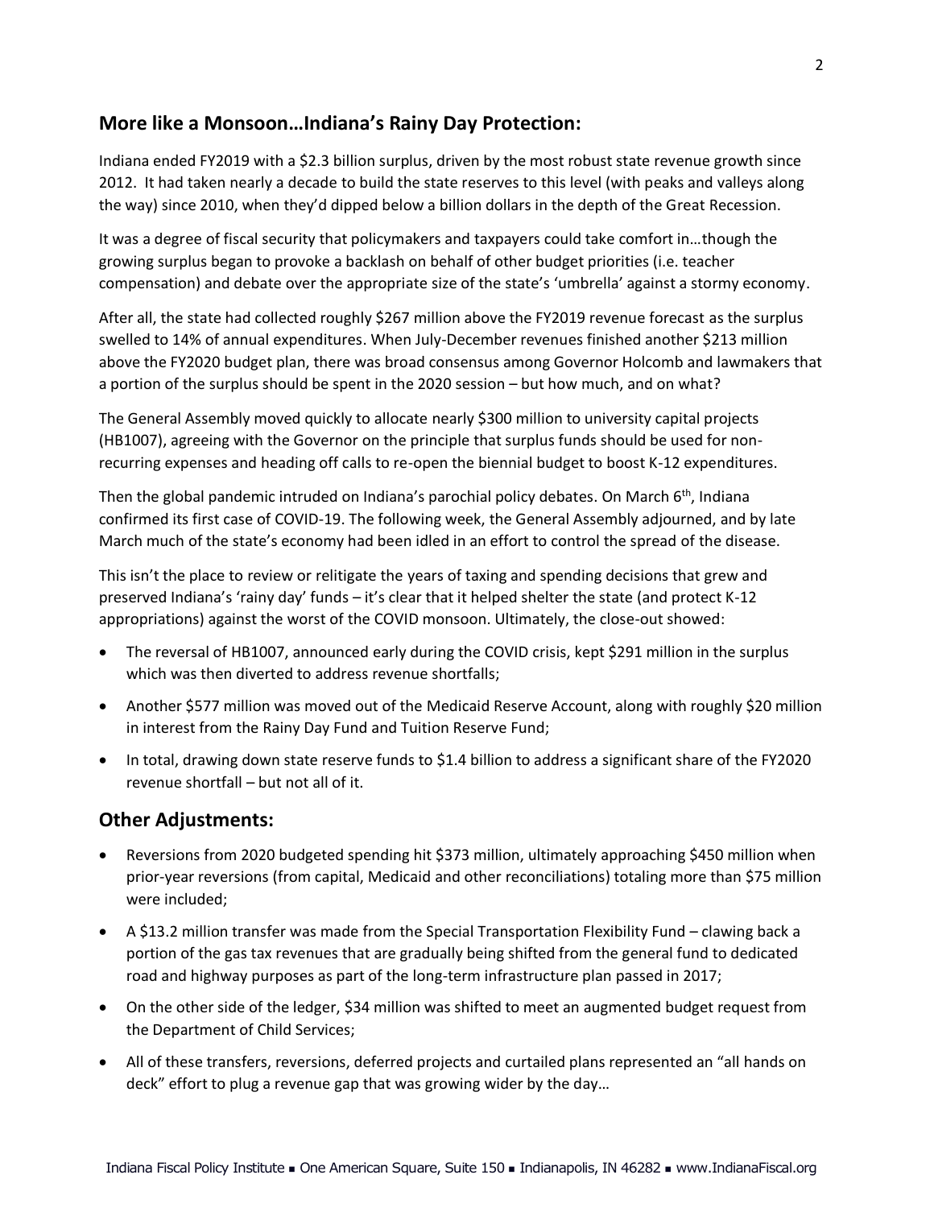## More like a Monsoon…Indiana's Rainy Day Protection:

Indiana ended FY2019 with a $2.3 billion surplus, driven by the most robust state revenue growth since 2012. It had taken nearly a decade to build the state reserves to this level (with peaks and valleys along the way) since 2010, when they'd dipped below a billion dollars in the depth of the Great Recession.

It was a degree of fiscal security that policymakers and taxpayers could take comfort in…though the growing surplus began to provoke a backlash on behalf of other budget priorities (i.e. teacher compensation) and debate over the appropriate size of the state's 'umbrella' against a stormy economy.

After all, the state had collected roughly $267 million above the FY2019 revenue forecast as the surplus swelled to 14% of annual expenditures. When July-December revenues finished another $213 million above the FY2020 budget plan, there was broad consensus among Governor Holcomb and lawmakers that a portion of the surplus should be spent in the 2020 session – but how much, and on what?

The General Assembly moved quickly to allocate nearly $300 million to university capital projects (HB1007), agreeing with the Governor on the principle that surplus funds should be used for non-recurring expenses and heading off calls to re-open the biennial budget to boost K-12 expenditures.

Then the global pandemic intruded on Indiana's parochial policy debates. On March 6th, Indiana confirmed its first case of COVID-19. The following week, the General Assembly adjourned, and by late March much of the state's economy had been idled in an effort to control the spread of the disease.

This isn't the place to review or relitigate the years of taxing and spending decisions that grew and preserved Indiana's 'rainy day' funds – it's clear that it helped shelter the state (and protect K-12 appropriations) against the worst of the COVID monsoon. Ultimately, the close-out showed:

- The reversal of HB1007, announced early during the COVID crisis, kept $291 million in the surplus which was then diverted to address revenue shortfalls;
- Another $577 million was moved out of the Medicaid Reserve Account, along with roughly $20 million in interest from the Rainy Day Fund and Tuition Reserve Fund;
- In total, drawing down state reserve funds to $1.4 billion to address a significant share of the FY2020 revenue shortfall – but not all of it.

## Other Adjustments:

- Reversions from 2020 budgeted spending hit $373 million, ultimately approaching $450 million when prior-year reversions (from capital, Medicaid and other reconciliations) totaling more than $75 million were included;
- A $13.2 million transfer was made from the Special Transportation Flexibility Fund – clawing back a portion of the gas tax revenues that are gradually being shifted from the general fund to dedicated road and highway purposes as part of the long-term infrastructure plan passed in 2017;
- On the other side of the ledger, $34 million was shifted to meet an augmented budget request from the Department of Child Services;
- All of these transfers, reversions, deferred projects and curtailed plans represented an "all hands on deck" effort to plug a revenue gap that was growing wider by the day…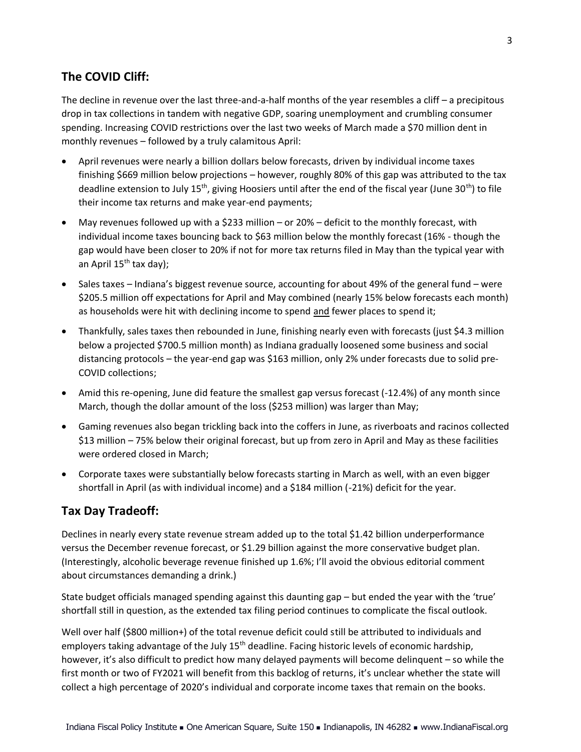## The COVID Cliff:

The decline in revenue over the last three-and-a-half months of the year resembles a cliff – a precipitous drop in tax collections in tandem with negative GDP, soaring unemployment and crumbling consumer spending. Increasing COVID restrictions over the last two weeks of March made a $70 million dent in monthly revenues – followed by a truly calamitous April:

- April revenues were nearly a billion dollars below forecasts, driven by individual income taxes finishing $669 million below projections – however, roughly 80% of this gap was attributed to the tax deadline extension to July 15th, giving Hoosiers until after the end of the fiscal year (June 30th) to file their income tax returns and make year-end payments;
- May revenues followed up with a $233 million – or 20% – deficit to the monthly forecast, with individual income taxes bouncing back to $63 million below the monthly forecast (16% - though the gap would have been closer to 20% if not for more tax returns filed in May than the typical year with an April 15th tax day);
- Sales taxes – Indiana's biggest revenue source, accounting for about 49% of the general fund – were $205.5 million off expectations for April and May combined (nearly 15% below forecasts each month) as households were hit with declining income to spend <u>and</u> fewer places to spend it;
- Thankfully, sales taxes then rebounded in June, finishing nearly even with forecasts (just $4.3 million below a projected $700.5 million month) as Indiana gradually loosened some business and social distancing protocols – the year-end gap was $163 million, only 2% under forecasts due to solid pre-COVID collections;
- Amid this re-opening, June did feature the smallest gap versus forecast (-12.4%) of any month since March, though the dollar amount of the loss ($253 million) was larger than May;
- Gaming revenues also began trickling back into the coffers in June, as riverboats and racinos collected $13 million – 75% below their original forecast, but up from zero in April and May as these facilities were ordered closed in March;
- Corporate taxes were substantially below forecasts starting in March as well, with an even bigger shortfall in April (as with individual income) and a $184 million (-21%) deficit for the year.

## Tax Day Tradeoff:

Declines in nearly every state revenue stream added up to the total $1.42 billion underperformance versus the December revenue forecast, or $1.29 billion against the more conservative budget plan. (Interestingly, alcoholic beverage revenue finished up 1.6%; I'll avoid the obvious editorial comment about circumstances demanding a drink.)

State budget officials managed spending against this daunting gap – but ended the year with the 'true' shortfall still in question, as the extended tax filing period continues to complicate the fiscal outlook.

Well over half ($800 million+) of the total revenue deficit could still be attributed to individuals and employers taking advantage of the July 15th deadline. Facing historic levels of economic hardship, however, it's also difficult to predict how many delayed payments will become delinquent – so while the first month or two of FY2021 will benefit from this backlog of returns, it's unclear whether the state will collect a high percentage of 2020's individual and corporate income taxes that remain on the books.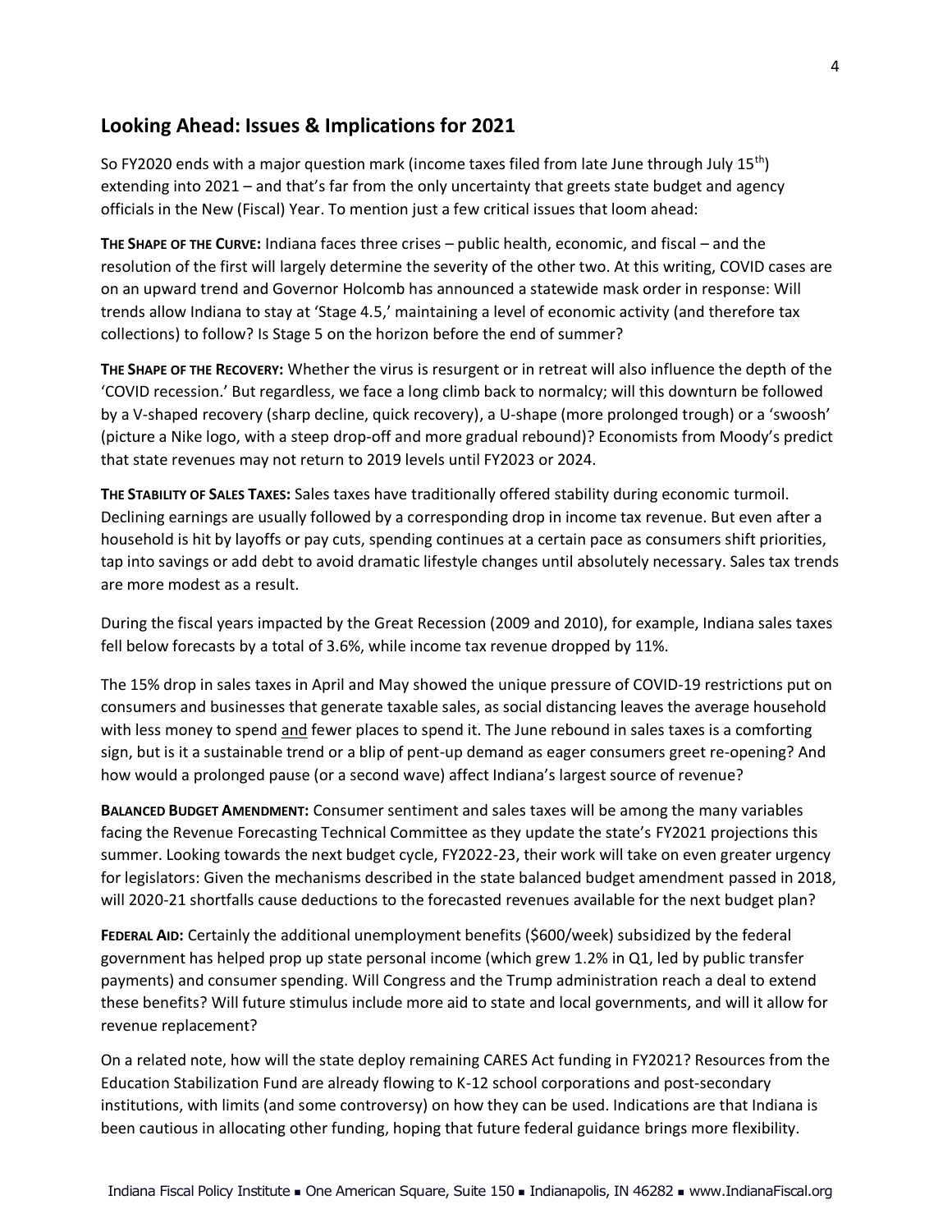## Looking Ahead: Issues & Implications for 2021

So FY2020 ends with a major question mark (income taxes filed from late June through July 15$^{th}$) extending into 2021 – and that's far from the only uncertainty that greets state budget and agency officials in the New (Fiscal) Year. To mention just a few critical issues that loom ahead:

**THE SHAPE OF THE CURVE:** Indiana faces three crises – public health, economic, and fiscal – and the resolution of the first will largely determine the severity of the other two. At this writing, COVID cases are on an upward trend and Governor Holcomb has announced a statewide mask order in response: Will trends allow Indiana to stay at 'Stage 4.5,' maintaining a level of economic activity (and therefore tax collections) to follow? Is Stage 5 on the horizon before the end of summer?

**THE SHAPE OF THE RECOVERY:** Whether the virus is resurgent or in retreat will also influence the depth of the 'COVID recession.' But regardless, we face a long climb back to normalcy; will this downturn be followed by a V-shaped recovery (sharp decline, quick recovery), a U-shape (more prolonged trough) or a 'swoosh' (picture a Nike logo, with a steep drop-off and more gradual rebound)? Economists from Moody's predict that state revenues may not return to 2019 levels until FY2023 or 2024.

**THE STABILITY OF SALES TAXES:** Sales taxes have traditionally offered stability during economic turmoil. Declining earnings are usually followed by a corresponding drop in income tax revenue. But even after a household is hit by layoffs or pay cuts, spending continues at a certain pace as consumers shift priorities, tap into savings or add debt to avoid dramatic lifestyle changes until absolutely necessary. Sales tax trends are more modest as a result.

During the fiscal years impacted by the Great Recession (2009 and 2010), for example, Indiana sales taxes fell below forecasts by a total of 3.6%, while income tax revenue dropped by 11%.

The 15% drop in sales taxes in April and May showed the unique pressure of COVID-19 restrictions put on consumers and businesses that generate taxable sales, as social distancing leaves the average household with less money to spend <u>and</u> fewer places to spend it. The June rebound in sales taxes is a comforting sign, but is it a sustainable trend or a blip of pent-up demand as eager consumers greet re-opening? And how would a prolonged pause (or a second wave) affect Indiana's largest source of revenue?

**BALANCED BUDGET AMENDMENT:** Consumer sentiment and sales taxes will be among the many variables facing the Revenue Forecasting Technical Committee as they update the state's FY2021 projections this summer. Looking towards the next budget cycle, FY2022-23, their work will take on even greater urgency for legislators: Given the mechanisms described in the state balanced budget amendment passed in 2018, will 2020-21 shortfalls cause deductions to the forecasted revenues available for the next budget plan?

**FEDERAL AID:** Certainly the additional unemployment benefits ($600/week) subsidized by the federal government has helped prop up state personal income (which grew 1.2% in Q1, led by public transfer payments) and consumer spending. Will Congress and the Trump administration reach a deal to extend these benefits? Will future stimulus include more aid to state and local governments, and will it allow for revenue replacement?

On a related note, how will the state deploy remaining CARES Act funding in FY2021? Resources from the Education Stabilization Fund are already flowing to K-12 school corporations and post-secondary institutions, with limits (and some controversy) on how they can be used. Indications are that Indiana is been cautious in allocating other funding, hoping that future federal guidance brings more flexibility.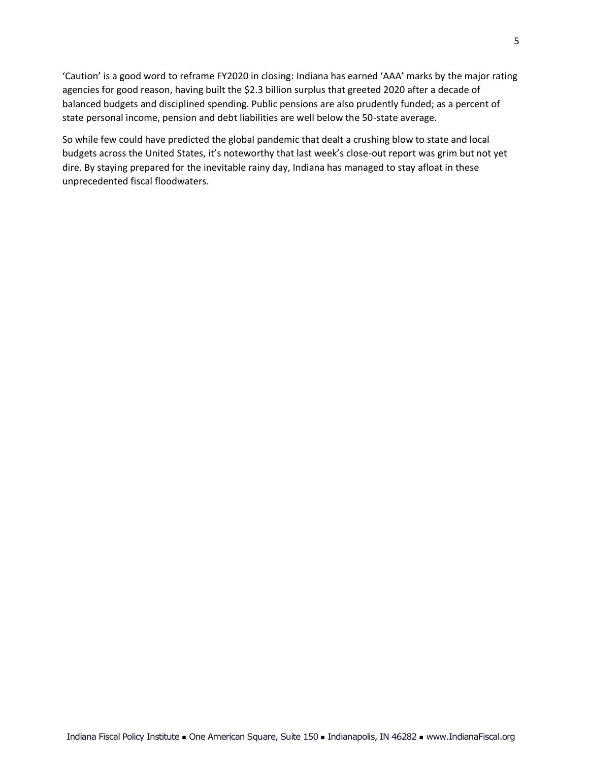'Caution' is a good word to reframe FY2020 in closing: Indiana has earned 'AAA' marks by the major rating agencies for good reason, having built the $2.3 billion surplus that greeted 2020 after a decade of balanced budgets and disciplined spending. Public pensions are also prudently funded; as a percent of state personal income, pension and debt liabilities are well below the 50-state average.

So while few could have predicted the global pandemic that dealt a crushing blow to state and local budgets across the United States, it's noteworthy that last week's close-out report was grim but not yet dire. By staying prepared for the inevitable rainy day, Indiana has managed to stay afloat in these unprecedented fiscal floodwaters.